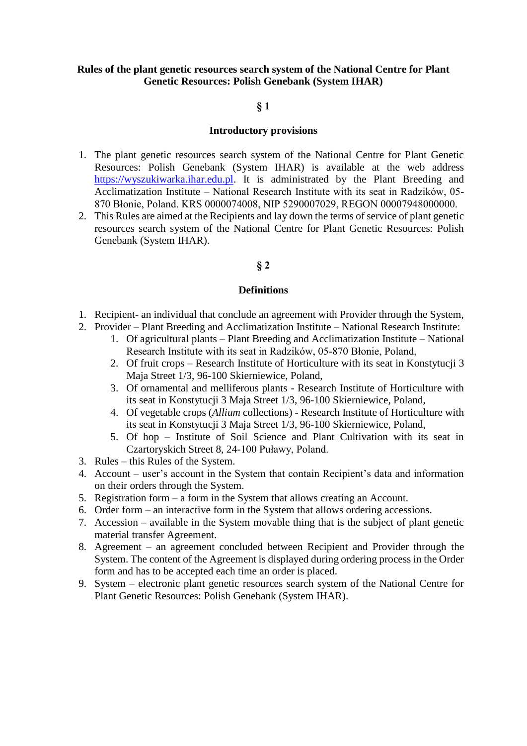**Rules of the plant genetic resources search system of the National Centre for Plant Genetic Resources: Polish Genebank (System IHAR)**

**§ 1**

**Introductory provisions**

1. The plant genetic resources search system of the National Centre for Plant Genetic Resources: Polish Genebank (System IHAR) is available at the web address https://wyszukiwarka.ihar.edu.pl. It is administrated by the Plant Breeding and Acclimatization Institute – National Research Institute with its seat in Radzików, 05-870 Błonie, Poland. KRS 0000074008, NIP 5290007029, REGON 00007948000000.
2. This Rules are aimed at the Recipients and lay down the terms of service of plant genetic resources search system of the National Centre for Plant Genetic Resources: Polish Genebank (System IHAR).

**§ 2**

**Definitions**

1. Recipient- an individual that conclude an agreement with Provider through the System,
2. Provider – Plant Breeding and Acclimatization Institute – National Research Institute:
   1. Of agricultural plants – Plant Breeding and Acclimatization Institute – National Research Institute with its seat in Radzików, 05-870 Błonie, Poland,
   2. Of fruit crops – Research Institute of Horticulture with its seat in Konstytucji 3 Maja Street 1/3, 96-100 Skierniewice, Poland,
   3. Of ornamental and melliferous plants - Research Institute of Horticulture with its seat in Konstytucji 3 Maja Street 1/3, 96-100 Skierniewice, Poland,
   4. Of vegetable crops (*Allium* collections) - Research Institute of Horticulture with its seat in Konstytucji 3 Maja Street 1/3, 96-100 Skierniewice, Poland,
   5. Of hop – Institute of Soil Science and Plant Cultivation with its seat in Czartoryskich Street 8, 24-100 Puławy, Poland.
3. Rules – this Rules of the System.
4. Account – user's account in the System that contain Recipient's data and information on their orders through the System.
5. Registration form – a form in the System that allows creating an Account.
6. Order form – an interactive form in the System that allows ordering accessions.
7. Accession – available in the System movable thing that is the subject of plant genetic material transfer Agreement.
8. Agreement – an agreement concluded between Recipient and Provider through the System. The content of the Agreement is displayed during ordering process in the Order form and has to be accepted each time an order is placed.
9. System – electronic plant genetic resources search system of the National Centre for Plant Genetic Resources: Polish Genebank (System IHAR).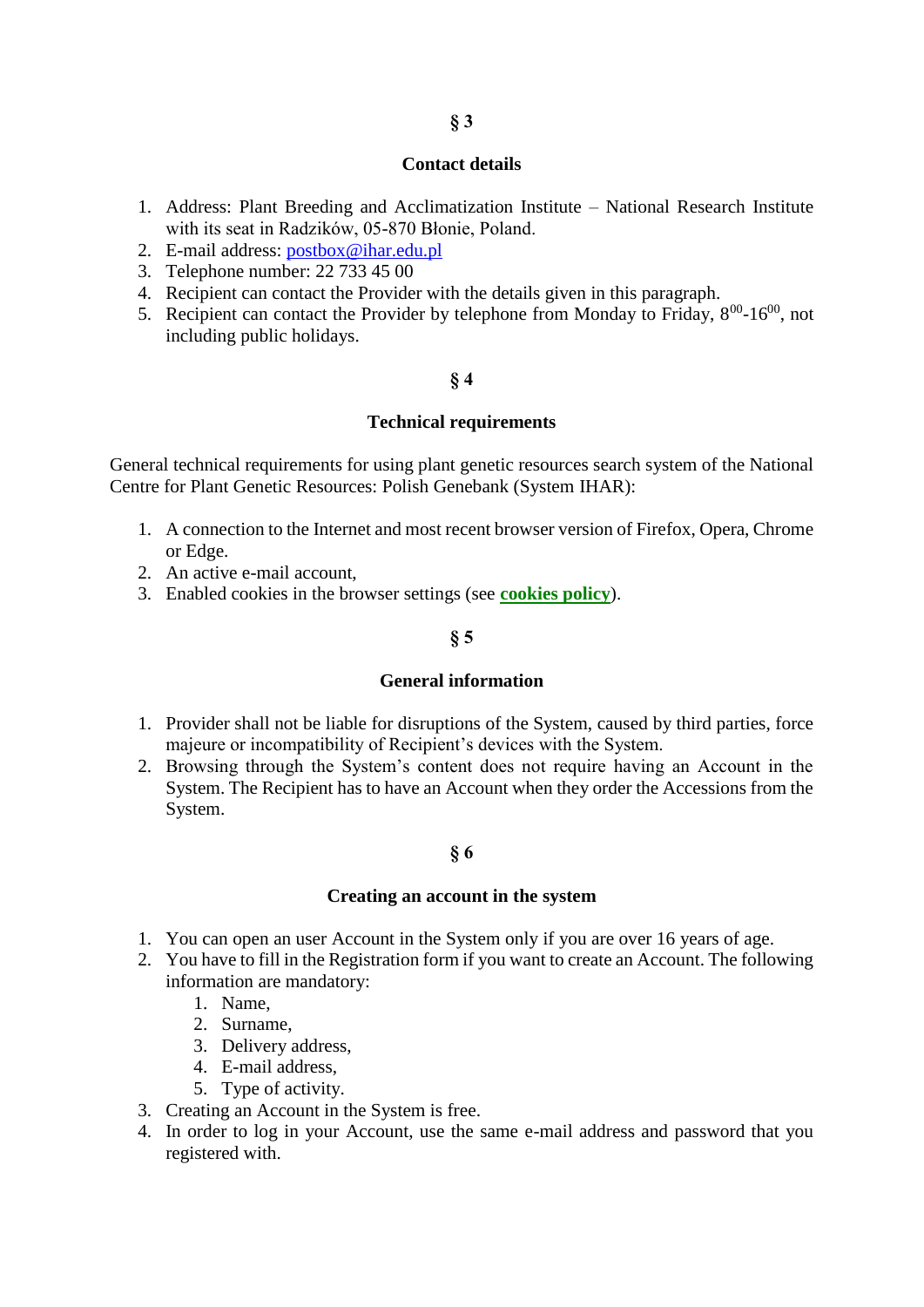## § 3

### Contact details

1. Address: Plant Breeding and Acclimatization Institute – National Research Institute with its seat in Radzików, 05-870 Błonie, Poland.
2. E-mail address: [postbox@ihar.edu.pl](mailto:postbox@ihar.edu.pl)
3. Telephone number: 22 733 45 00
4. Recipient can contact the Provider with the details given in this paragraph.
5. Recipient can contact the Provider by telephone from Monday to Friday, $8^{00}$-$16^{00}$, not including public holidays.

## § 4

### Technical requirements

General technical requirements for using plant genetic resources search system of the National Centre for Plant Genetic Resources: Polish Genebank (System IHAR):

1. A connection to the Internet and most recent browser version of Firefox, Opera, Chrome or Edge.
2. An active e-mail account,
3. Enabled cookies in the browser settings (see **cookies policy**).

## § 5

### General information

1. Provider shall not be liable for disruptions of the System, caused by third parties, force majeure or incompatibility of Recipient's devices with the System.
2. Browsing through the System's content does not require having an Account in the System. The Recipient has to have an Account when they order the Accessions from the System.

## § 6

### Creating an account in the system

1. You can open an user Account in the System only if you are over 16 years of age.
2. You have to fill in the Registration form if you want to create an Account. The following information are mandatory:
   1. Name,
   2. Surname,
   3. Delivery address,
   4. E-mail address,
   5. Type of activity.
3. Creating an Account in the System is free.
4. In order to log in your Account, use the same e-mail address and password that you registered with.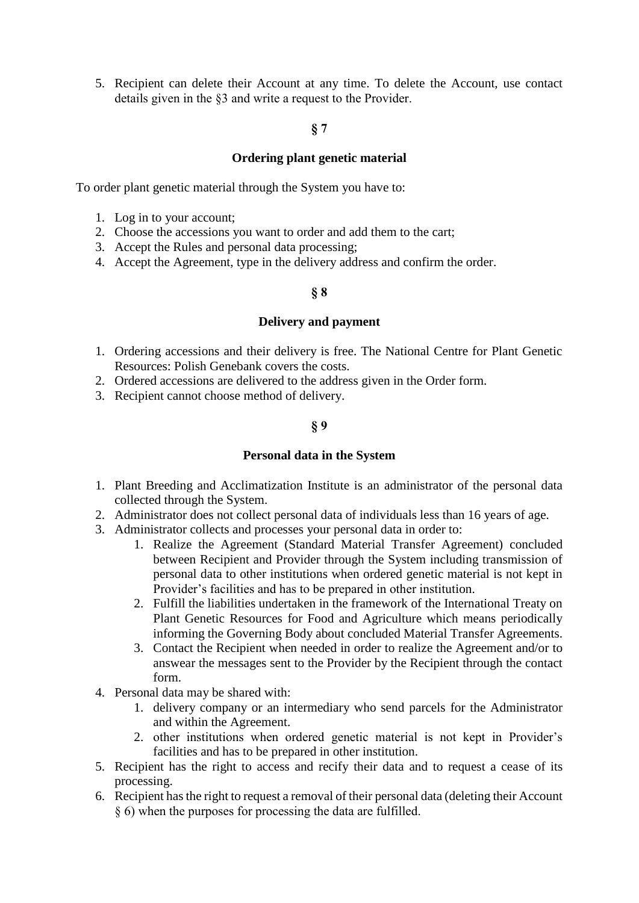5. Recipient can delete their Account at any time. To delete the Account, use contact details given in the §3 and write a request to the Provider.

## § 7

## Ordering plant genetic material

To order plant genetic material through the System you have to:

1. Log in to your account;
2. Choose the accessions you want to order and add them to the cart;
3. Accept the Rules and personal data processing;
4. Accept the Agreement, type in the delivery address and confirm the order.

## § 8

## Delivery and payment

1. Ordering accessions and their delivery is free. The National Centre for Plant Genetic Resources: Polish Genebank covers the costs.
2. Ordered accessions are delivered to the address given in the Order form.
3. Recipient cannot choose method of delivery.

## § 9

## Personal data in the System

1. Plant Breeding and Acclimatization Institute is an administrator of the personal data collected through the System.
2. Administrator does not collect personal data of individuals less than 16 years of age.
3. Administrator collects and processes your personal data in order to:
    1. Realize the Agreement (Standard Material Transfer Agreement) concluded between Recipient and Provider through the System including transmission of personal data to other institutions when ordered genetic material is not kept in Provider's facilities and has to be prepared in other institution.
    2. Fulfill the liabilities undertaken in the framework of the International Treaty on Plant Genetic Resources for Food and Agriculture which means periodically informing the Governing Body about concluded Material Transfer Agreements.
    3. Contact the Recipient when needed in order to realize the Agreement and/or to answear the messages sent to the Provider by the Recipient through the contact form.
4. Personal data may be shared with:
    1. delivery company or an intermediary who send parcels for the Administrator and within the Agreement.
    2. other institutions when ordered genetic material is not kept in Provider's facilities and has to be prepared in other institution.
5. Recipient has the right to access and recify their data and to request a cease of its processing.
6. Recipient has the right to request a removal of their personal data (deleting their Account § 6) when the purposes for processing the data are fulfilled.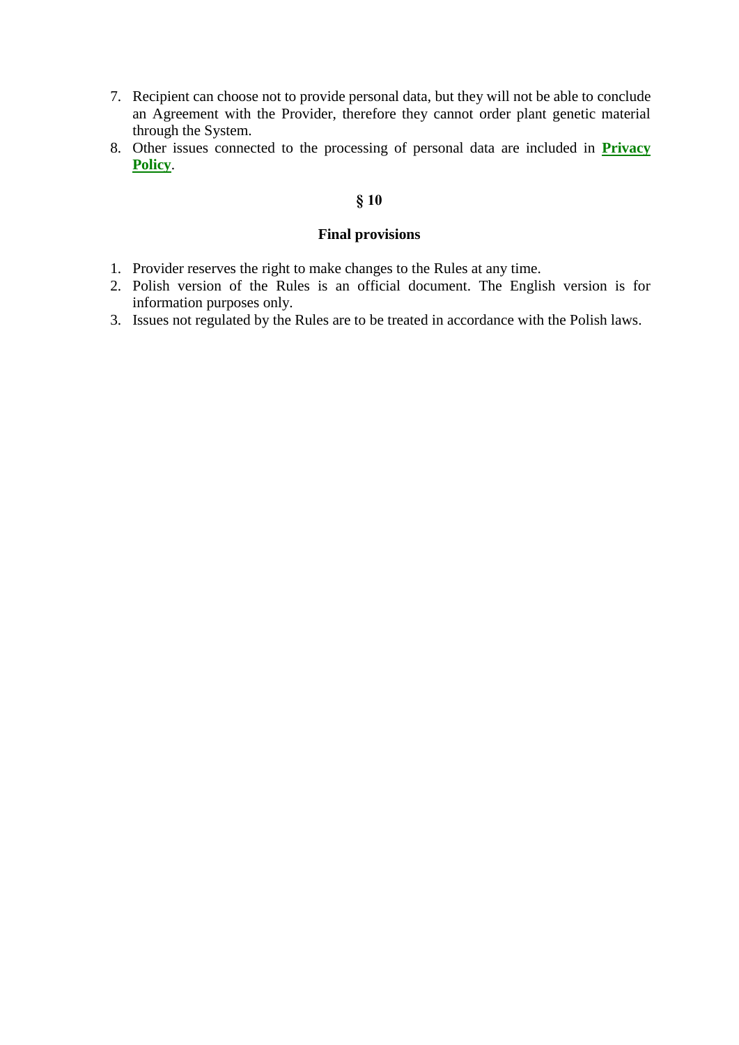7. Recipient can choose not to provide personal data, but they will not be able to conclude an Agreement with the Provider, therefore they cannot order plant genetic material through the System.
8. Other issues connected to the processing of personal data are included in **Privacy Policy**.

## § 10

## Final provisions

1. Provider reserves the right to make changes to the Rules at any time.
2. Polish version of the Rules is an official document. The English version is for information purposes only.
3. Issues not regulated by the Rules are to be treated in accordance with the Polish laws.